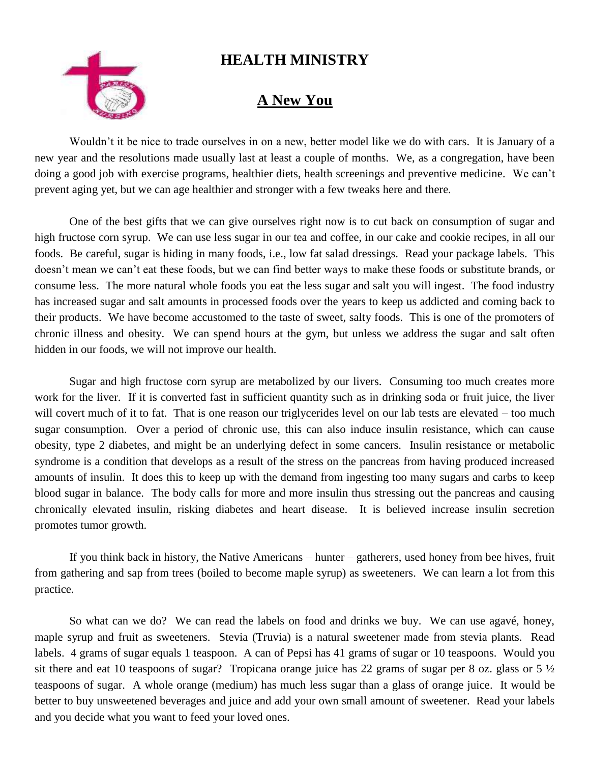# HEALTH MINISTRY

## A New You

Wouldn't it be nice to trade ourselves in on a new, better model like we do with cars. It is January of a new year and the resolutions made usually last at least a couple of months. We, as a congregation, have been doing a good job with exercise programs, healthier diets, health screenings and preventive medicine. We can't prevent aging yet, but we can age healthier and stronger with a few tweaks here and there.

One of the best gifts that we can give ourselves right now is to cut back on consumption of sugar and high fructose corn syrup. We can use less sugar in our tea and coffee, in our cake and cookie recipes, in all our foods. Be careful, sugar is hiding in many foods, i.e., low fat salad dressings. Read your package labels. This doesn't mean we can't eat these foods, but we can find better ways to make these foods or substitute brands, or consume less. The more natural whole foods you eat the less sugar and salt you will ingest. The food industry has increased sugar and salt amounts in processed foods over the years to keep us addicted and coming back to their products. We have become accustomed to the taste of sweet, salty foods. This is one of the promoters of chronic illness and obesity. We can spend hours at the gym, but unless we address the sugar and salt often hidden in our foods, we will not improve our health.

Sugar and high fructose corn syrup are metabolized by our livers. Consuming too much creates more work for the liver. If it is converted fast in sufficient quantity such as in drinking soda or fruit juice, the liver will covert much of it to fat. That is one reason our triglycerides level on our lab tests are elevated – too much sugar consumption. Over a period of chronic use, this can also induce insulin resistance, which can cause obesity, type 2 diabetes, and might be an underlying defect in some cancers. Insulin resistance or metabolic syndrome is a condition that develops as a result of the stress on the pancreas from having produced increased amounts of insulin. It does this to keep up with the demand from ingesting too many sugars and carbs to keep blood sugar in balance. The body calls for more and more insulin thus stressing out the pancreas and causing chronically elevated insulin, risking diabetes and heart disease. It is believed increase insulin secretion promotes tumor growth.

If you think back in history, the Native Americans – hunter – gatherers, used honey from bee hives, fruit from gathering and sap from trees (boiled to become maple syrup) as sweeteners. We can learn a lot from this practice.

So what can we do? We can read the labels on food and drinks we buy. We can use agavé, honey, maple syrup and fruit as sweeteners. Stevia (Truvia) is a natural sweetener made from stevia plants. Read labels. 4 grams of sugar equals 1 teaspoon. A can of Pepsi has 41 grams of sugar or 10 teaspoons. Would you sit there and eat 10 teaspoons of sugar? Tropicana orange juice has 22 grams of sugar per 8 oz. glass or 5 ½ teaspoons of sugar. A whole orange (medium) has much less sugar than a glass of orange juice. It would be better to buy unsweetened beverages and juice and add your own small amount of sweetener. Read your labels and you decide what you want to feed your loved ones.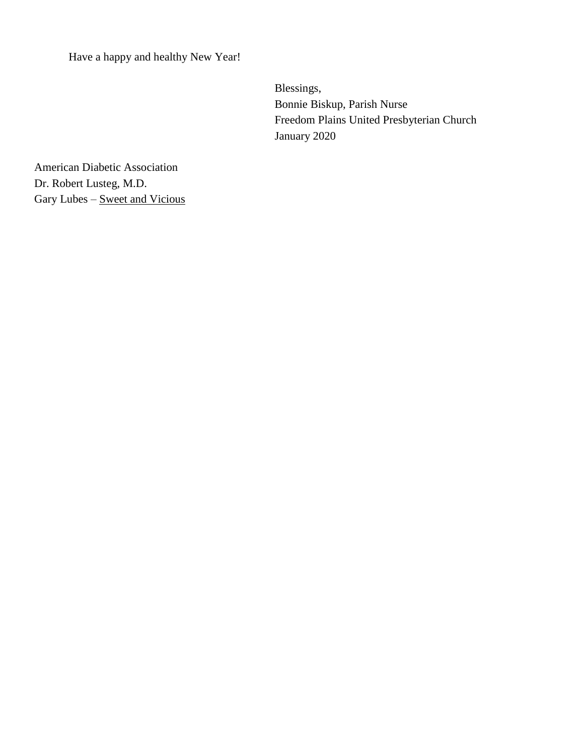Have a happy and healthy New Year!

Blessings,
Bonnie Biskup, Parish Nurse
Freedom Plains United Presbyterian Church
January 2020

American Diabetic Association
Dr. Robert Lusteg, M.D.
Gary Lubes – <u>Sweet and Vicious</u>